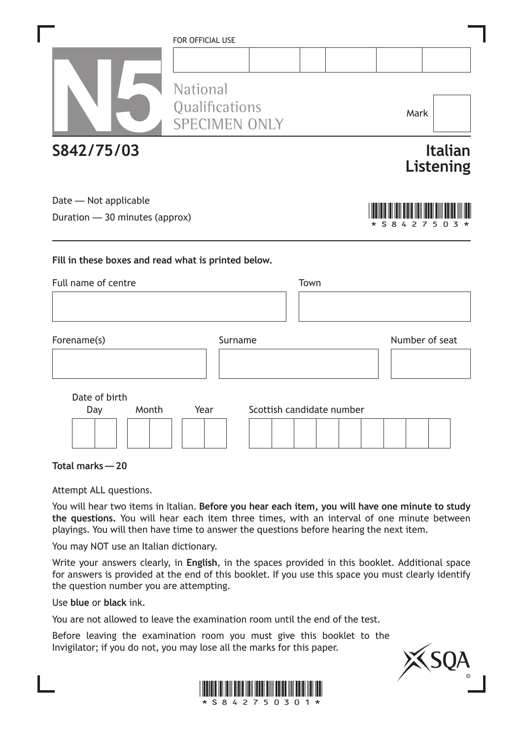FOR OFFICIAL USE

# N5

National Qualifications
SPECIMEN ONLY

Mark

# S842/75/03

## Italian Listening

Date — Not applicable

Duration — 30 minutes (approx)

*S842750 3*

**Fill in these boxes and read what is printed below.**

Full name of centre

Town

Forename(s)

Surname

Number of seat

Date of birth

Day Month Year

Scottish candidate number

**Total marks — 20**

Attempt ALL questions.

You will hear two items in Italian. **Before you hear each item, you will have one minute to study the questions.** You will hear each item three times, with an interval of one minute between playings. You will then have time to answer the questions before hearing the next item.

You may NOT use an Italian dictionary.

Write your answers clearly, in **English**, in the spaces provided in this booklet. Additional space for answers is provided at the end of this booklet. If you use this space you must clearly identify the question number you are attempting.

Use **blue** or **black** ink.

You are not allowed to leave the examination room until the end of the test.

Before leaving the examination room you must give this booklet to the Invigilator; if you do not, you may lose all the marks for this paper.

*S84275030 1*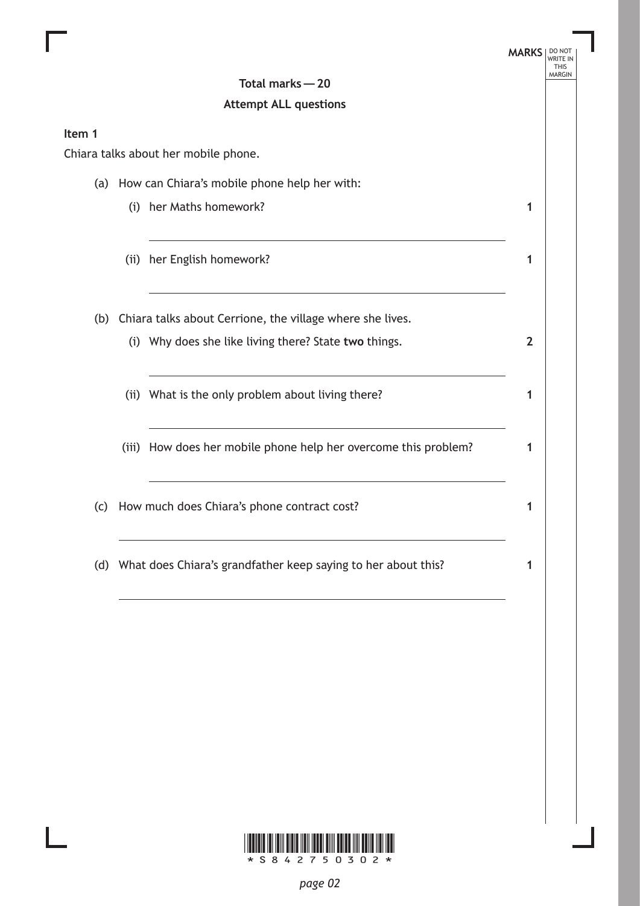**Total marks — 20**

**Attempt ALL questions**

**Item 1**

Chiara talks about her mobile phone.

(a) How can Chiara's mobile phone help her with:

(i) her Maths homework? **1**

(ii) her English homework? **1**

(b) Chiara talks about Cerrione, the village where she lives.

(i) Why does she like living there? State **two** things. **2**

(ii) What is the only problem about living there? **1**

(iii) How does her mobile phone help her overcome this problem? **1**

(c) How much does Chiara's phone contract cost? **1**

(d) What does Chiara's grandfather keep saying to her about this? **1**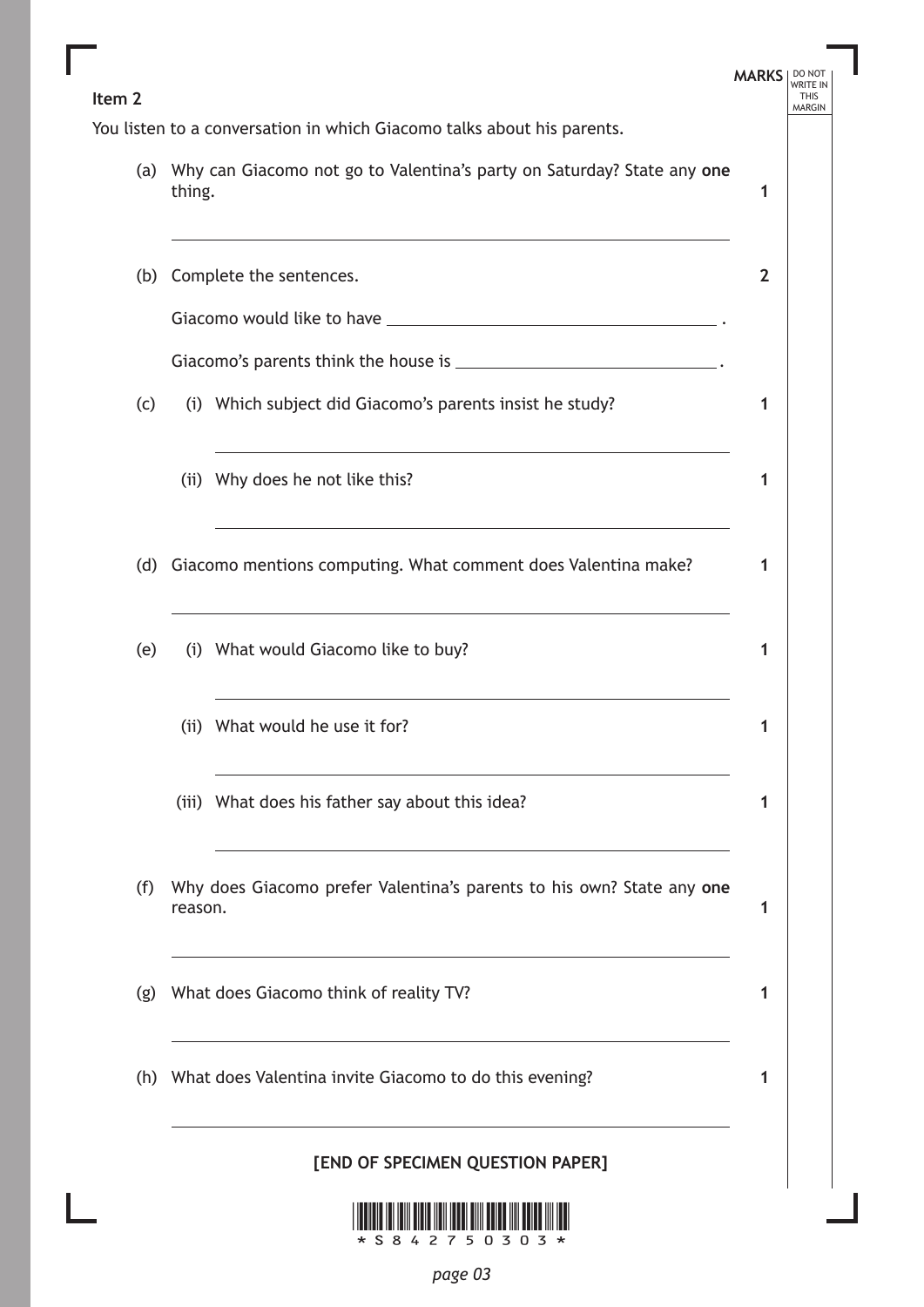**Item 2**

You listen to a conversation in which Giacomo talks about his parents.

| | | MARKS |
|---|---|---|
| (a) | Why can Giacomo not go to Valentina's party on Saturday? State any **one** thing. | 1 |
| (b) | Complete the sentences. | 2 |
| | Giacomo would like to have ______________________ . | |
| | Giacomo's parents think the house is ______________________ . | |
| (c) (i) | Which subject did Giacomo's parents insist he study? | 1 |
| (ii) | Why does he not like this? | 1 |
| (d) | Giacomo mentions computing. What comment does Valentina make? | 1 |
| (e) (i) | What would Giacomo like to buy? | 1 |
| (ii) | What would he use it for? | 1 |
| (iii) | What does his father say about this idea? | 1 |
| (f) | Why does Giacomo prefer Valentina's parents to his own? State any **one** reason. | 1 |
| (g) | What does Giacomo think of reality TV? | 1 |
| (h) | What does Valentina invite Giacomo to do this evening? | 1 |

**[END OF SPECIMEN QUESTION PAPER]**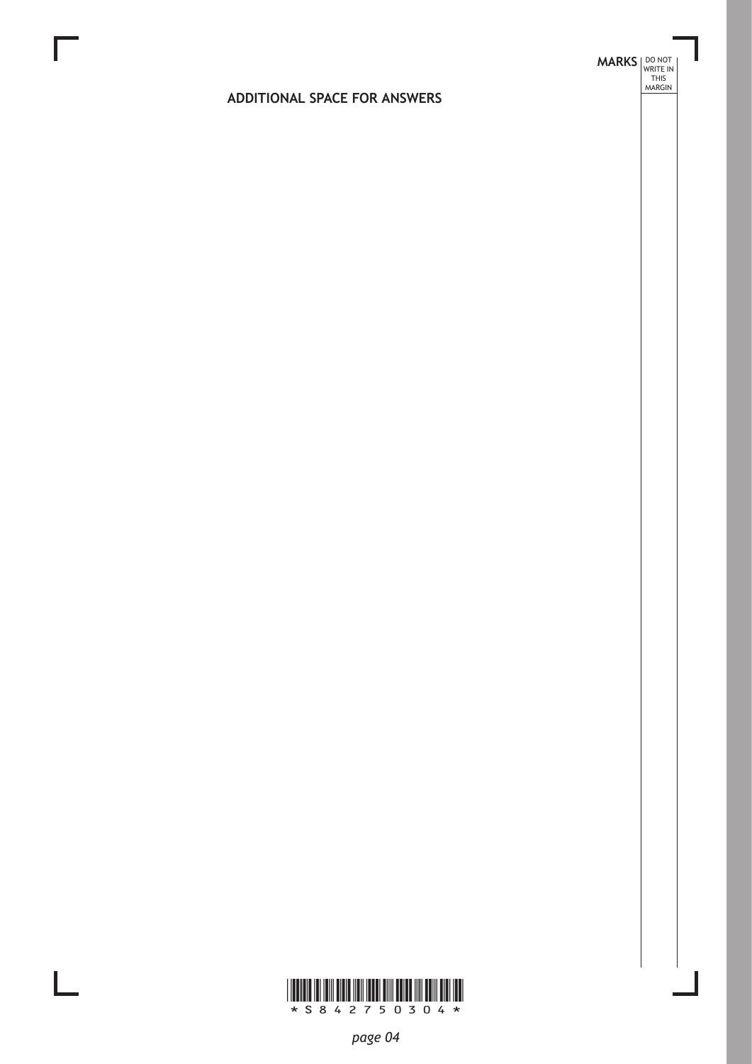**ADDITIONAL SPACE FOR ANSWERS**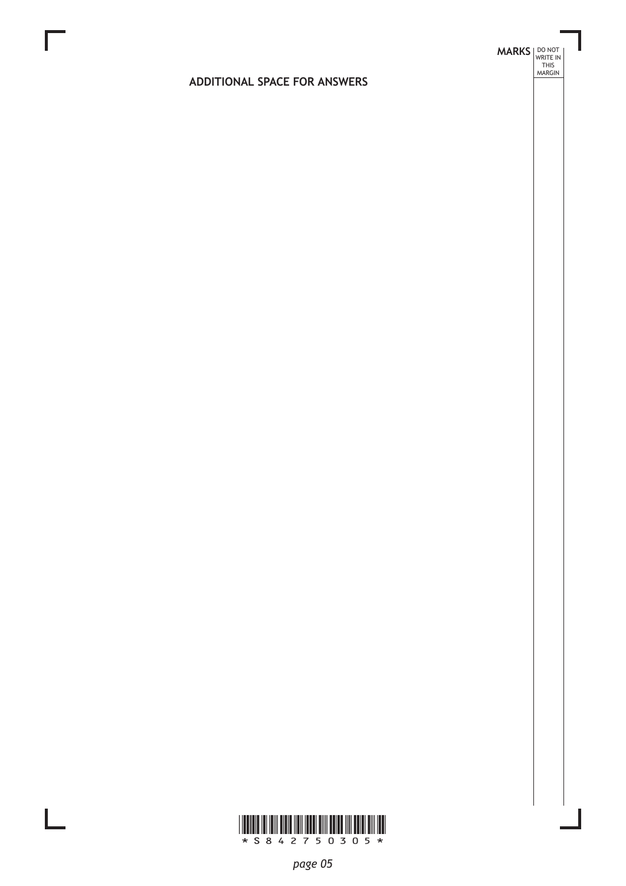## ADDITIONAL SPACE FOR ANSWERS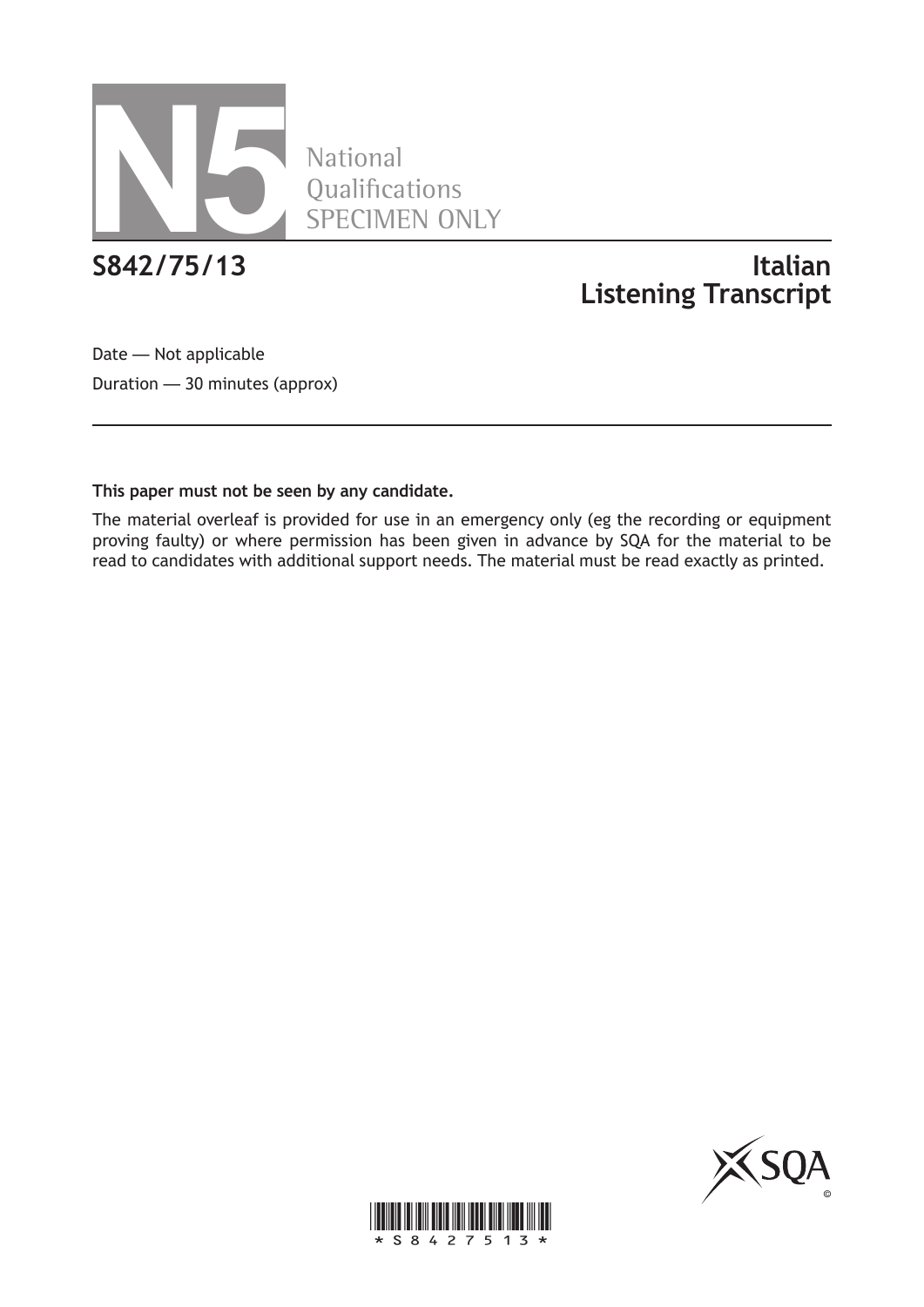N5 National Qualifications SPECIMEN ONLY

# S842/75/13

# Italian Listening Transcript

Date — Not applicable

Duration — 30 minutes (approx)

**This paper must not be seen by any candidate.**

The material overleaf is provided for use in an emergency only (eg the recording or equipment proving faulty) or where permission has been given in advance by SQA for the material to be read to candidates with additional support needs. The material must be read exactly as printed.

*S8427513*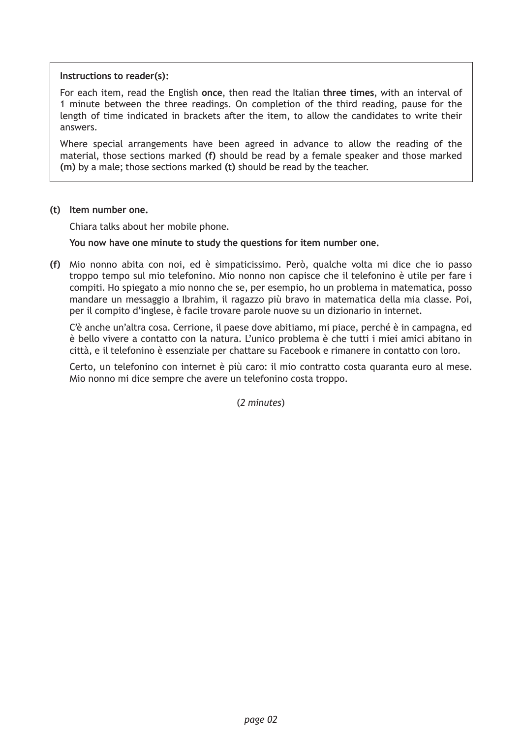**Instructions to reader(s):**

For each item, read the English **once**, then read the Italian **three times**, with an interval of 1 minute between the three readings. On completion of the third reading, pause for the length of time indicated in brackets after the item, to allow the candidates to write their answers.

Where special arrangements have been agreed in advance to allow the reading of the material, those sections marked **(f)** should be read by a female speaker and those marked **(m)** by a male; those sections marked **(t)** should be read by the teacher.

**(t) Item number one.**

Chiara talks about her mobile phone.

**You now have one minute to study the questions for item number one.**

**(f)** Mio nonno abita con noi, ed è simpaticissimo. Però, qualche volta mi dice che io passo troppo tempo sul mio telefonino. Mio nonno non capisce che il telefonino è utile per fare i compiti. Ho spiegato a mio nonno che se, per esempio, ho un problema in matematica, posso mandare un messaggio a Ibrahim, il ragazzo più bravo in matematica della mia classe. Poi, per il compito d'inglese, è facile trovare parole nuove su un dizionario in internet.

C'è anche un'altra cosa. Cerrione, il paese dove abitiamo, mi piace, perché è in campagna, ed è bello vivere a contatto con la natura. L'unico problema è che tutti i miei amici abitano in città, e il telefonino è essenziale per chattare su Facebook e rimanere in contatto con loro.

Certo, un telefonino con internet è più caro: il mio contratto costa quaranta euro al mese. Mio nonno mi dice sempre che avere un telefonino costa troppo.

(*2 minutes*)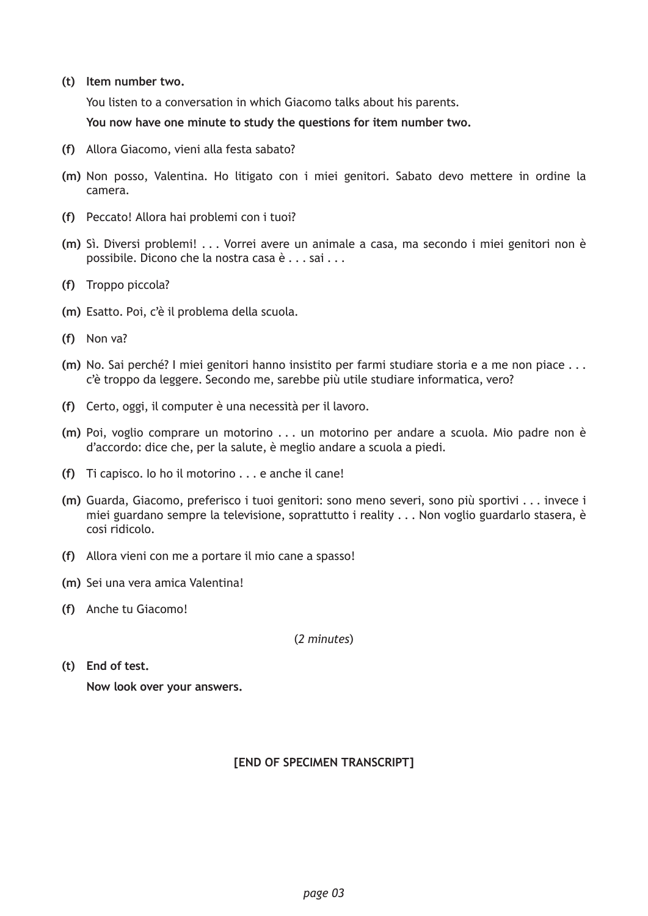**(t)** **Item number two.**

You listen to a conversation in which Giacomo talks about his parents.

**You now have one minute to study the questions for item number two.**

**(f)** Allora Giacomo, vieni alla festa sabato?

**(m)** Non posso, Valentina. Ho litigato con i miei genitori. Sabato devo mettere in ordine la camera.

**(f)** Peccato! Allora hai problemi con i tuoi?

**(m)** Sì. Diversi problemi! . . . Vorrei avere un animale a casa, ma secondo i miei genitori non è possibile. Dicono che la nostra casa è . . . sai . . .

**(f)** Troppo piccola?

**(m)** Esatto. Poi, c'è il problema della scuola.

**(f)** Non va?

**(m)** No. Sai perché? I miei genitori hanno insistito per farmi studiare storia e a me non piace . . . c'è troppo da leggere. Secondo me, sarebbe più utile studiare informatica, vero?

**(f)** Certo, oggi, il computer è una necessità per il lavoro.

**(m)** Poi, voglio comprare un motorino . . . un motorino per andare a scuola. Mio padre non è d'accordo: dice che, per la salute, è meglio andare a scuola a piedi.

**(f)** Ti capisco. Io ho il motorino . . . e anche il cane!

**(m)** Guarda, Giacomo, preferisco i tuoi genitori: sono meno severi, sono più sportivi . . . invece i miei guardano sempre la televisione, soprattutto i reality . . . Non voglio guardarlo stasera, è cosi ridicolo.

**(f)** Allora vieni con me a portare il mio cane a spasso!

**(m)** Sei una vera amica Valentina!

**(f)** Anche tu Giacomo!

(*2 minutes*)

**(t)** **End of test.**

**Now look over your answers.**

**[END OF SPECIMEN TRANSCRIPT]**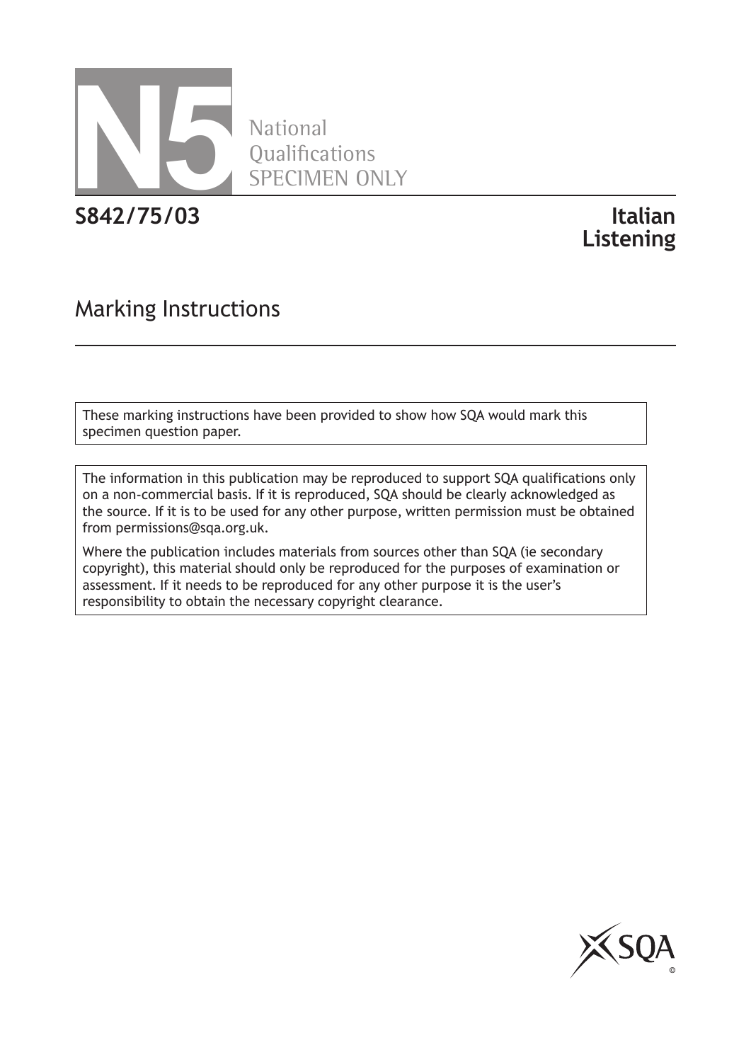# N5

National
Qualifications
SPECIMEN ONLY

**S842/75/03**

**Italian**
**Listening**

## Marking Instructions

These marking instructions have been provided to show how SQA would mark this specimen question paper.

The information in this publication may be reproduced to support SQA qualifications only on a non-commercial basis. If it is reproduced, SQA should be clearly acknowledged as the source. If it is to be used for any other purpose, written permission must be obtained from permissions@sqa.org.uk.

Where the publication includes materials from sources other than SQA (ie secondary copyright), this material should only be reproduced for the purposes of examination or assessment. If it needs to be reproduced for any other purpose it is the user's responsibility to obtain the necessary copyright clearance.

SQA
©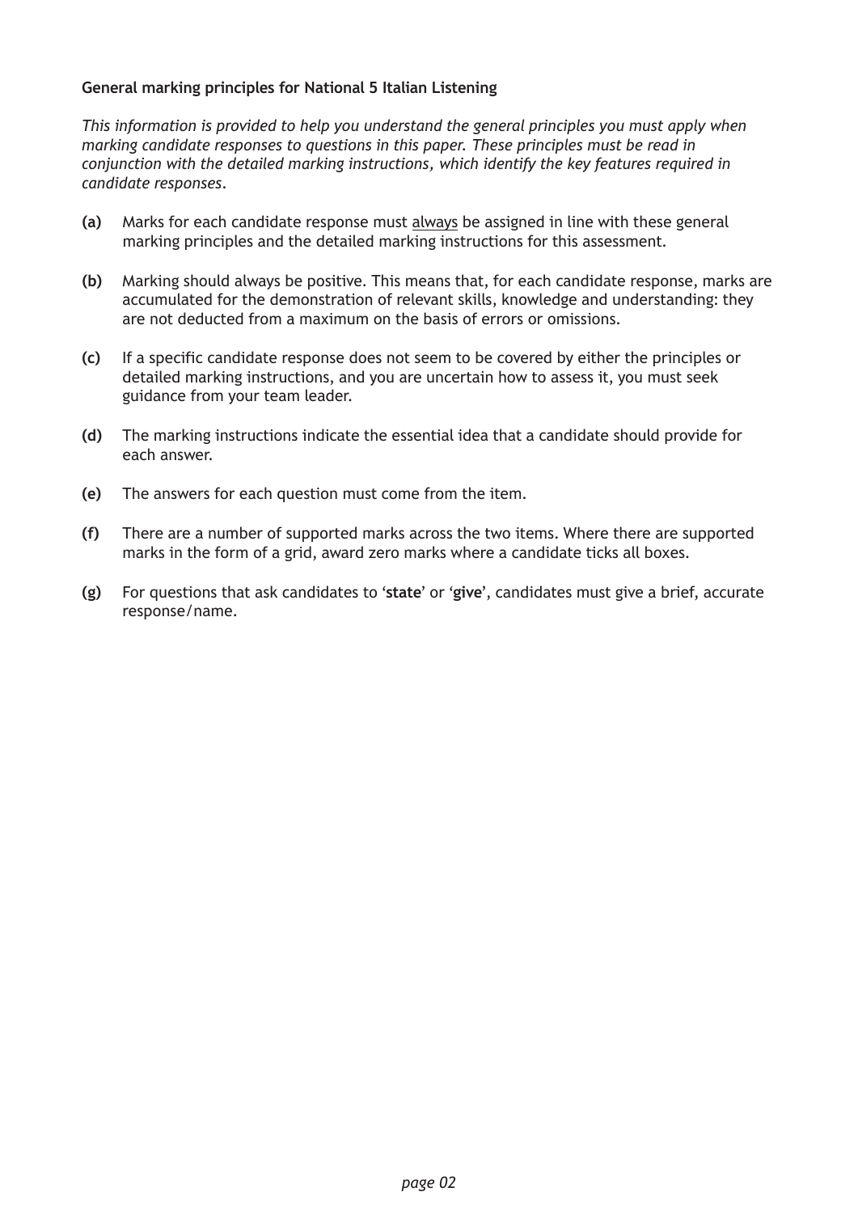**General marking principles for National 5 Italian Listening**

*This information is provided to help you understand the general principles you must apply when marking candidate responses to questions in this paper. These principles must be read in conjunction with the detailed marking instructions, which identify the key features required in candidate responses.*

**(a)** Marks for each candidate response must always be assigned in line with these general marking principles and the detailed marking instructions for this assessment.

**(b)** Marking should always be positive. This means that, for each candidate response, marks are accumulated for the demonstration of relevant skills, knowledge and understanding: they are not deducted from a maximum on the basis of errors or omissions.

**(c)** If a specific candidate response does not seem to be covered by either the principles or detailed marking instructions, and you are uncertain how to assess it, you must seek guidance from your team leader.

**(d)** The marking instructions indicate the essential idea that a candidate should provide for each answer.

**(e)** The answers for each question must come from the item.

**(f)** There are a number of supported marks across the two items. Where there are supported marks in the form of a grid, award zero marks where a candidate ticks all boxes.

**(g)** For questions that ask candidates to '**state**' or '**give**', candidates must give a brief, accurate response/name.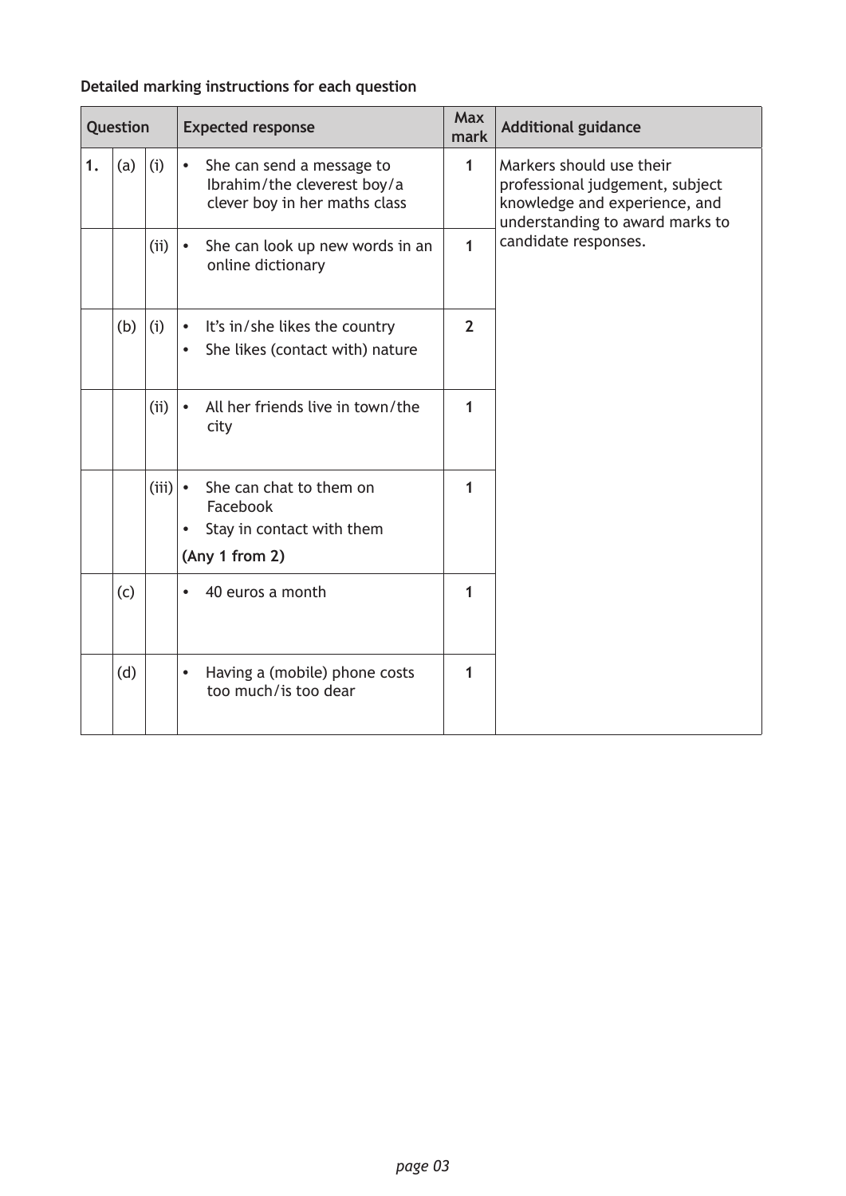**Detailed marking instructions for each question**

| Question | | | Expected response | Max mark | Additional guidance |
|---|---|---|---|---|---|
| 1. | (a) | (i) | • She can send a message to Ibrahim/the cleverest boy/a clever boy in her maths class | 1 | Markers should use their professional judgement, subject knowledge and experience, and understanding to award marks to candidate responses. |
| | | (ii) | • She can look up new words in an online dictionary | 1 | |
| | (b) | (i) | • It's in/she likes the country<br>• She likes (contact with) nature | 2 | |
| | | (ii) | • All her friends live in town/the city | 1 | |
| | | (iii) | • She can chat to them on Facebook<br>• Stay in contact with them<br>**(Any 1 from 2)** | 1 | |
| | (c) | | • 40 euros a month | 1 | |
| | (d) | | • Having a (mobile) phone costs too much/is too dear | 1 | |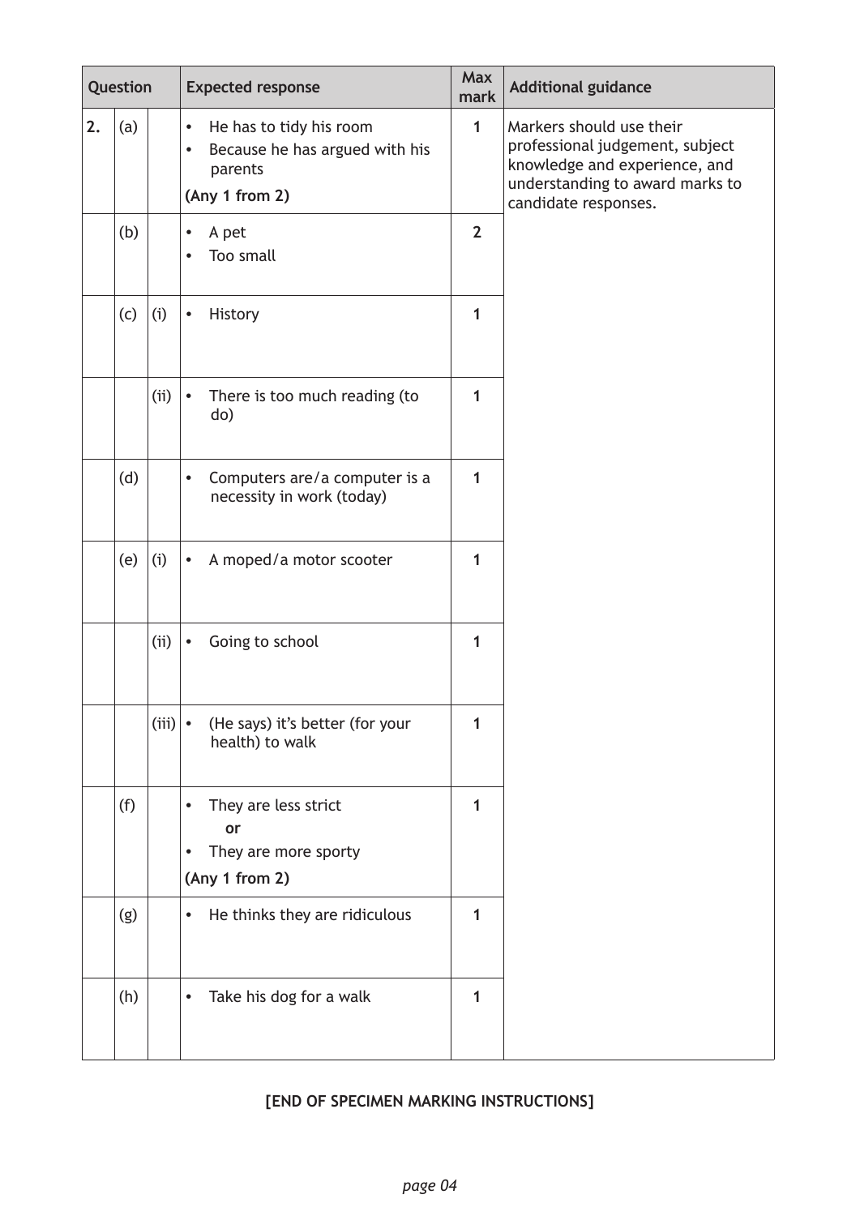| Question | | | Expected response | Max mark | Additional guidance |
|---|---|---|---|---|---|
| 2. | (a) | | • He has to tidy his room<br>• Because he has argued with his parents<br>**(Any 1 from 2)** | 1 | Markers should use their professional judgement, subject knowledge and experience, and understanding to award marks to candidate responses. |
| | (b) | | • A pet<br>• Too small | 2 | |
| | (c) | (i) | • History | 1 | |
| | | (ii) | • There is too much reading (to do) | 1 | |
| | (d) | | • Computers are/a computer is a necessity in work (today) | 1 | |
| | (e) | (i) | • A moped/a motor scooter | 1 | |
| | | (ii) | • Going to school | 1 | |
| | | (iii) | • (He says) it's better (for your health) to walk | 1 | |
| | (f) | | • They are less strict<br>**or**<br>• They are more sporty<br>**(Any 1 from 2)** | 1 | |
| | (g) | | • He thinks they are ridiculous | 1 | |
| | (h) | | • Take his dog for a walk | 1 | |

**[END OF SPECIMEN MARKING INSTRUCTIONS]**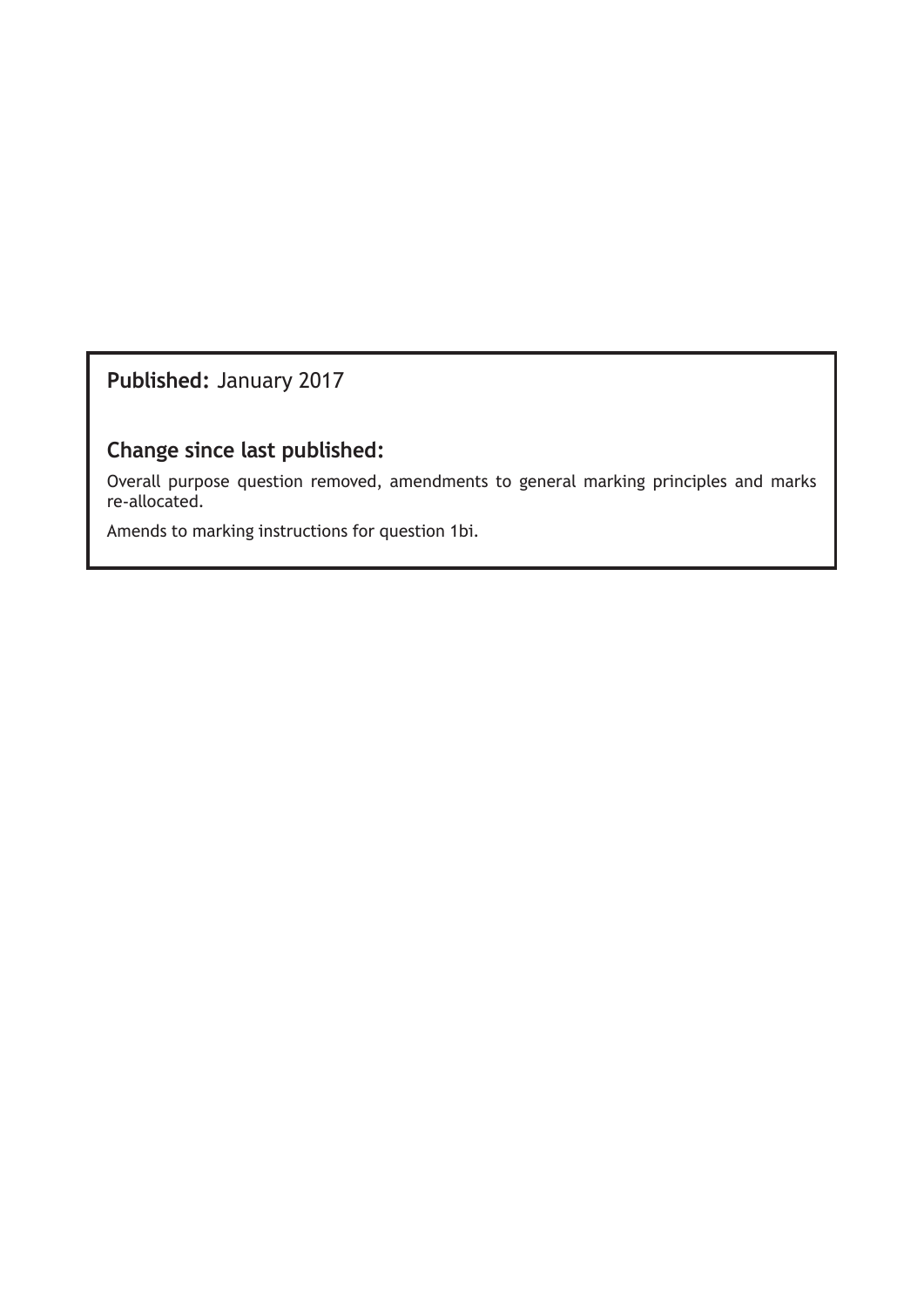**Published:** January 2017

## Change since last published:

Overall purpose question removed, amendments to general marking principles and marks re-allocated.

Amends to marking instructions for question 1bi.